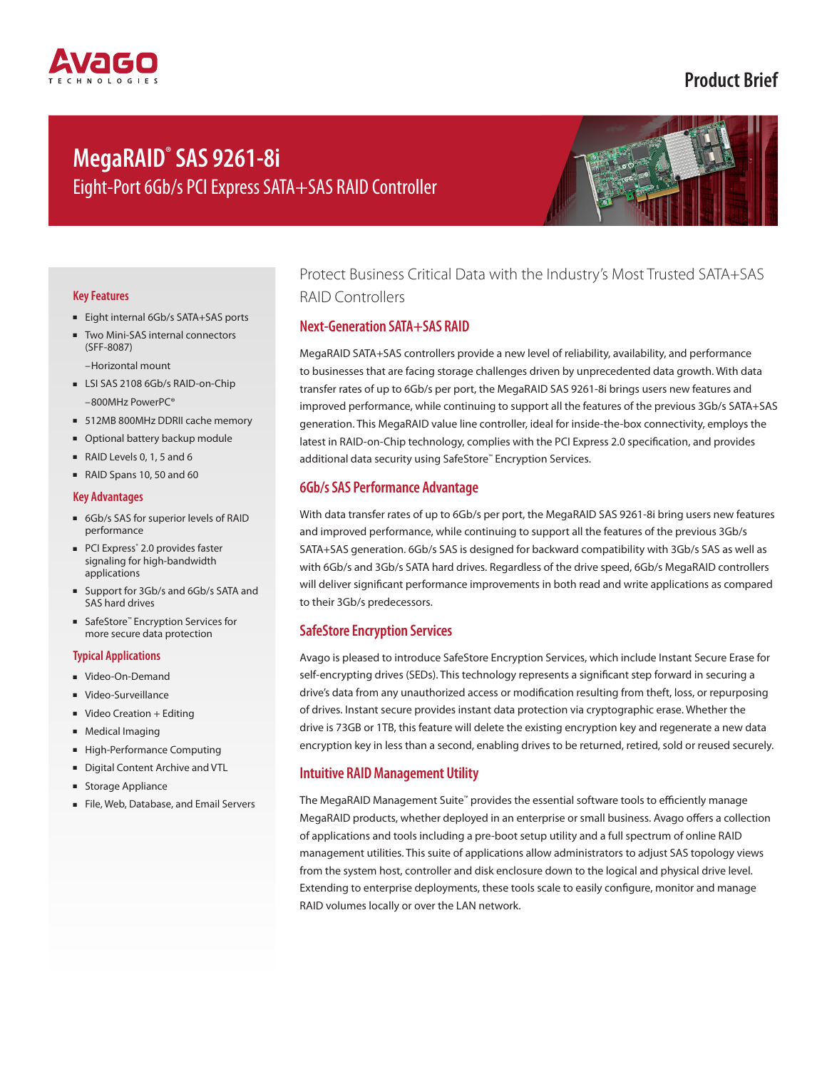Avago TECHNOLOGIES

Product Brief

# MegaRAID® SAS 9261-8i

## Eight-Port 6Gb/s PCI Express SATA+SAS RAID Controller

### Key Features

- Eight internal 6Gb/s SATA+SAS ports
- Two Mini-SAS internal connectors (SFF-8087)
  - –Horizontal mount
- LSI SAS 2108 6Gb/s RAID-on-Chip
  - –800MHz PowerPC®
- 512MB 800MHz DDRII cache memory
- Optional battery backup module
- RAID Levels 0, 1, 5 and 6
- RAID Spans 10, 50 and 60

### Key Advantages

- 6Gb/s SAS for superior levels of RAID performance
- PCI Express® 2.0 provides faster signaling for high-bandwidth applications
- Support for 3Gb/s and 6Gb/s SATA and SAS hard drives
- SafeStore™ Encryption Services for more secure data protection

### Typical Applications

- Video-On-Demand
- Video-Surveillance
- Video Creation + Editing
- Medical Imaging
- High-Performance Computing
- Digital Content Archive and VTL
- Storage Appliance
- File, Web, Database, and Email Servers

## Protect Business Critical Data with the Industry's Most Trusted SATA+SAS RAID Controllers

### Next-Generation SATA+SAS RAID

MegaRAID SATA+SAS controllers provide a new level of reliability, availability, and performance to businesses that are facing storage challenges driven by unprecedented data growth. With data transfer rates of up to 6Gb/s per port, the MegaRAID SAS 9261-8i brings users new features and improved performance, while continuing to support all the features of the previous 3Gb/s SATA+SAS generation. This MegaRAID value line controller, ideal for inside-the-box connectivity, employs the latest in RAID-on-Chip technology, complies with the PCI Express 2.0 specification, and provides additional data security using SafeStore™ Encryption Services.

### 6Gb/s SAS Performance Advantage

With data transfer rates of up to 6Gb/s per port, the MegaRAID SAS 9261-8i bring users new features and improved performance, while continuing to support all the features of the previous 3Gb/s SATA+SAS generation. 6Gb/s SAS is designed for backward compatibility with 3Gb/s SAS as well as with 6Gb/s and 3Gb/s SATA hard drives. Regardless of the drive speed, 6Gb/s MegaRAID controllers will deliver significant performance improvements in both read and write applications as compared to their 3Gb/s predecessors.

### SafeStore Encryption Services

Avago is pleased to introduce SafeStore Encryption Services, which include Instant Secure Erase for self-encrypting drives (SEDs). This technology represents a significant step forward in securing a drive's data from any unauthorized access or modification resulting from theft, loss, or repurposing of drives. Instant secure provides instant data protection via cryptographic erase. Whether the drive is 73GB or 1TB, this feature will delete the existing encryption key and regenerate a new data encryption key in less than a second, enabling drives to be returned, retired, sold or reused securely.

### Intuitive RAID Management Utility

The MegaRAID Management Suite™ provides the essential software tools to efficiently manage MegaRAID products, whether deployed in an enterprise or small business. Avago offers a collection of applications and tools including a pre-boot setup utility and a full spectrum of online RAID management utilities. This suite of applications allow administrators to adjust SAS topology views from the system host, controller and disk enclosure down to the logical and physical drive level. Extending to enterprise deployments, these tools scale to easily configure, monitor and manage RAID volumes locally or over the LAN network.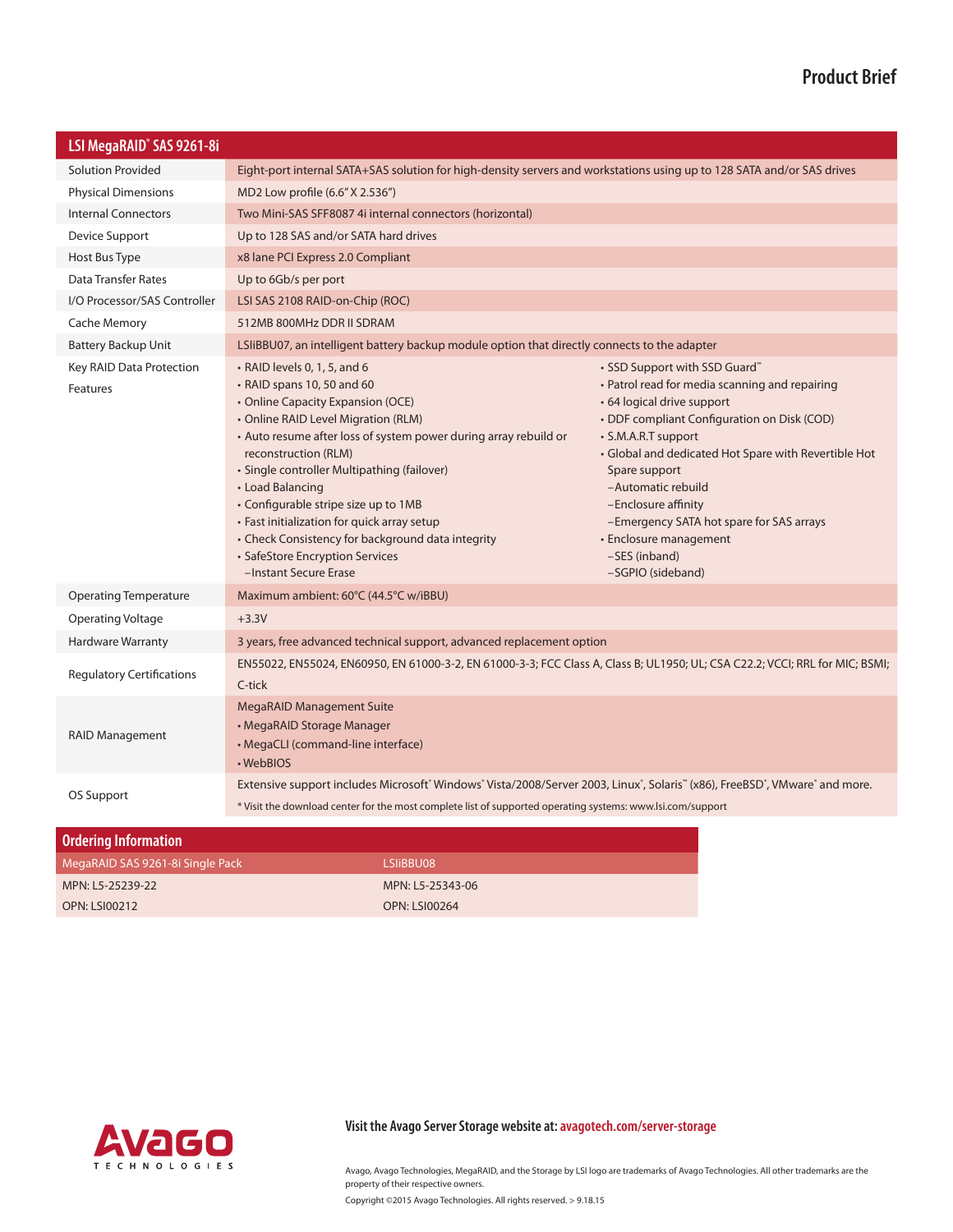## LSI MegaRAID® SAS 9261-8i

| | |
|---|---|
| Solution Provided | Eight-port internal SATA+SAS solution for high-density servers and workstations using up to 128 SATA and/or SAS drives |
| Physical Dimensions | MD2 Low profile (6.6" X 2.536") |
| Internal Connectors | Two Mini-SAS SFF8087 4i internal connectors (horizontal) |
| Device Support | Up to 128 SAS and/or SATA hard drives |
| Host Bus Type | x8 lane PCI Express 2.0 Compliant |
| Data Transfer Rates | Up to 6Gb/s per port |
| I/O Processor/SAS Controller | LSI SAS 2108 RAID-on-Chip (ROC) |
| Cache Memory | 512MB 800MHz DDR II SDRAM |
| Battery Backup Unit | LSIiBBU07, an intelligent battery backup module option that directly connects to the adapter |
| Key RAID Data Protection Features | • RAID levels 0, 1, 5, and 6<br>• RAID spans 10, 50 and 60<br>• Online Capacity Expansion (OCE)<br>• Online RAID Level Migration (RLM)<br>• Auto resume after loss of system power during array rebuild or reconstruction (RLM)<br>• Single controller Multipathing (failover)<br>• Load Balancing<br>• Configurable stripe size up to 1MB<br>• Fast initialization for quick array setup<br>• Check Consistency for background data integrity<br>• SafeStore Encryption Services<br>–Instant Secure Erase<br>• SSD Support with SSD Guard™<br>• Patrol read for media scanning and repairing<br>• 64 logical drive support<br>• DDF compliant Configuration on Disk (COD)<br>• S.M.A.R.T support<br>• Global and dedicated Hot Spare with Revertible Hot Spare support<br>–Automatic rebuild<br>–Enclosure affinity<br>–Emergency SATA hot spare for SAS arrays<br>• Enclosure management<br>–SES (inband)<br>–SGPIO (sideband) |
| Operating Temperature | Maximum ambient: 60°C (44.5°C w/iBBU) |
| Operating Voltage | +3.3V |
| Hardware Warranty | 3 years, free advanced technical support, advanced replacement option |
| Regulatory Certifications | EN55022, EN55024, EN60950, EN 61000-3-2, EN 61000-3-3; FCC Class A, Class B; UL1950; UL; CSA C22.2; VCCI; RRL for MIC; BSMI; C-tick |
| RAID Management | MegaRAID Management Suite<br>• MegaRAID Storage Manager<br>• MegaCLI (command-line interface)<br>• WebBIOS |
| OS Support | Extensive support includes Microsoft® Windows® Vista/2008/Server 2003, Linux®, Solaris™ (x86), FreeBSD®, VMware® and more.<br>* Visit the download center for the most complete list of supported operating systems: www.lsi.com/support |

## Ordering Information

| MegaRAID SAS 9261-8i Single Pack | LSIiBBU08 |
|---|---|
| MPN: L5-25239-22 | MPN: L5-25343-06 |
| OPN: LSI00212 | OPN: LSI00264 |

**Visit the Avago Server Storage website at: avagotech.com/server-storage**

Avago, Avago Technologies, MegaRAID, and the Storage by LSI logo are trademarks of Avago Technologies. All other trademarks are the property of their respective owners.

Copyright ©2015 Avago Technologies. All rights reserved. > 9.18.15